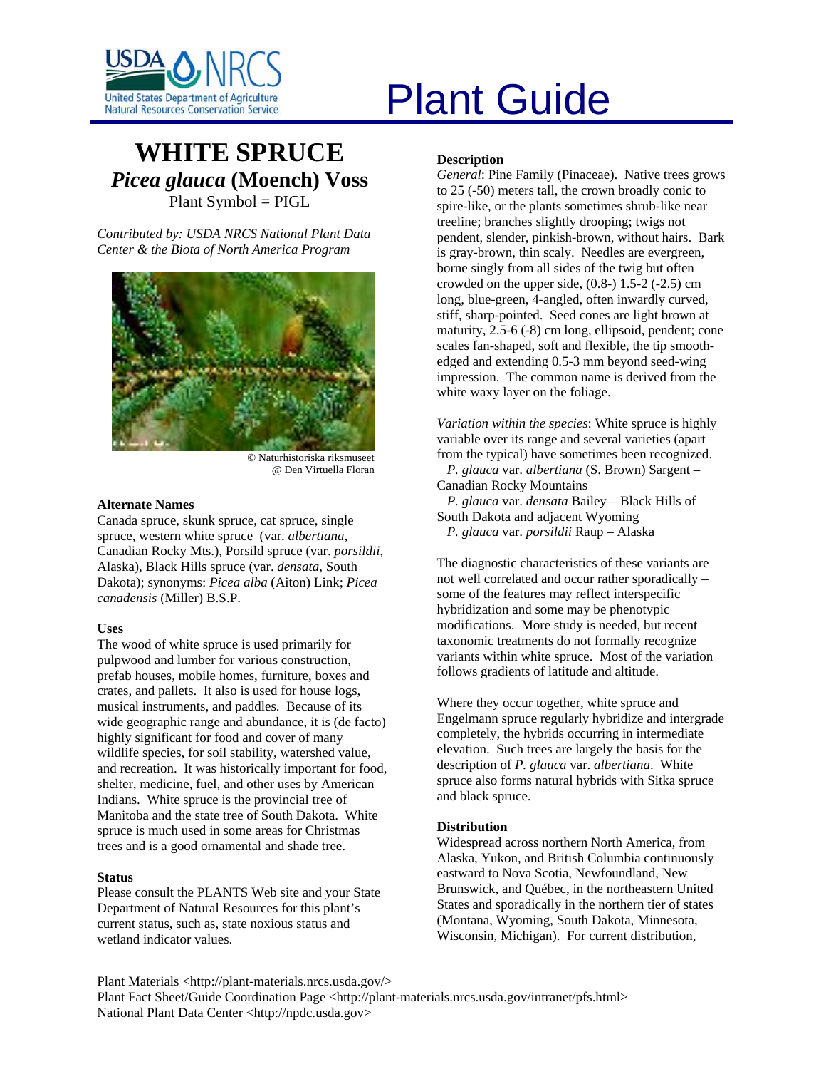# Plant Guide

# WHITE SPRUCE

## *Picea glauca* (Moench) Voss

Plant Symbol = PIGL

*Contributed by: USDA NRCS National Plant Data Center & the Biota of North America Program*

© Naturhistoriska riksmuseet @ Den Virtuella Floran

### Alternate Names

Canada spruce, skunk spruce, cat spruce, single spruce, western white spruce (var. *albertiana*, Canadian Rocky Mts.), Porsild spruce (var. *porsildii*, Alaska), Black Hills spruce (var. *densata*, South Dakota); synonyms: *Picea alba* (Aiton) Link; *Picea canadensis* (Miller) B.S.P.

### Uses

The wood of white spruce is used primarily for pulpwood and lumber for various construction, prefab houses, mobile homes, furniture, boxes and crates, and pallets. It also is used for house logs, musical instruments, and paddles. Because of its wide geographic range and abundance, it is (de facto) highly significant for food and cover of many wildlife species, for soil stability, watershed value, and recreation. It was historically important for food, shelter, medicine, fuel, and other uses by American Indians. White spruce is the provincial tree of Manitoba and the state tree of South Dakota. White spruce is much used in some areas for Christmas trees and is a good ornamental and shade tree.

### Status

Please consult the PLANTS Web site and your State Department of Natural Resources for this plant's current status, such as, state noxious status and wetland indicator values.

### Description

*General*: Pine Family (Pinaceae). Native trees grows to 25 (-50) meters tall, the crown broadly conic to spire-like, or the plants sometimes shrub-like near treeline; branches slightly drooping; twigs not pendent, slender, pinkish-brown, without hairs. Bark is gray-brown, thin scaly. Needles are evergreen, borne singly from all sides of the twig but often crowded on the upper side, (0.8-) 1.5-2 (-2.5) cm long, blue-green, 4-angled, often inwardly curved, stiff, sharp-pointed. Seed cones are light brown at maturity, 2.5-6 (-8) cm long, ellipsoid, pendent; cone scales fan-shaped, soft and flexible, the tip smooth-edged and extending 0.5-3 mm beyond seed-wing impression. The common name is derived from the white waxy layer on the foliage.

*Variation within the species*: White spruce is highly variable over its range and several varieties (apart from the typical) have sometimes been recognized.

*P. glauca* var. *albertiana* (S. Brown) Sargent – Canadian Rocky Mountains
*P. glauca* var. *densata* Bailey – Black Hills of South Dakota and adjacent Wyoming
*P. glauca* var. *porsildii* Raup – Alaska

The diagnostic characteristics of these variants are not well correlated and occur rather sporadically – some of the features may reflect interspecific hybridization and some may be phenotypic modifications. More study is needed, but recent taxonomic treatments do not formally recognize variants within white spruce. Most of the variation follows gradients of latitude and altitude.

Where they occur together, white spruce and Engelmann spruce regularly hybridize and intergrade completely, the hybrids occurring in intermediate elevation. Such trees are largely the basis for the description of *P. glauca* var. *albertiana*. White spruce also forms natural hybrids with Sitka spruce and black spruce.

### Distribution

Widespread across northern North America, from Alaska, Yukon, and British Columbia continuously eastward to Nova Scotia, Newfoundland, New Brunswick, and Québec, in the northeastern United States and sporadically in the northern tier of states (Montana, Wyoming, South Dakota, Minnesota, Wisconsin, Michigan). For current distribution,

Plant Materials <http://plant-materials.nrcs.usda.gov/>
Plant Fact Sheet/Guide Coordination Page <http://plant-materials.nrcs.usda.gov/intranet/pfs.html>
National Plant Data Center <http://npdc.usda.gov>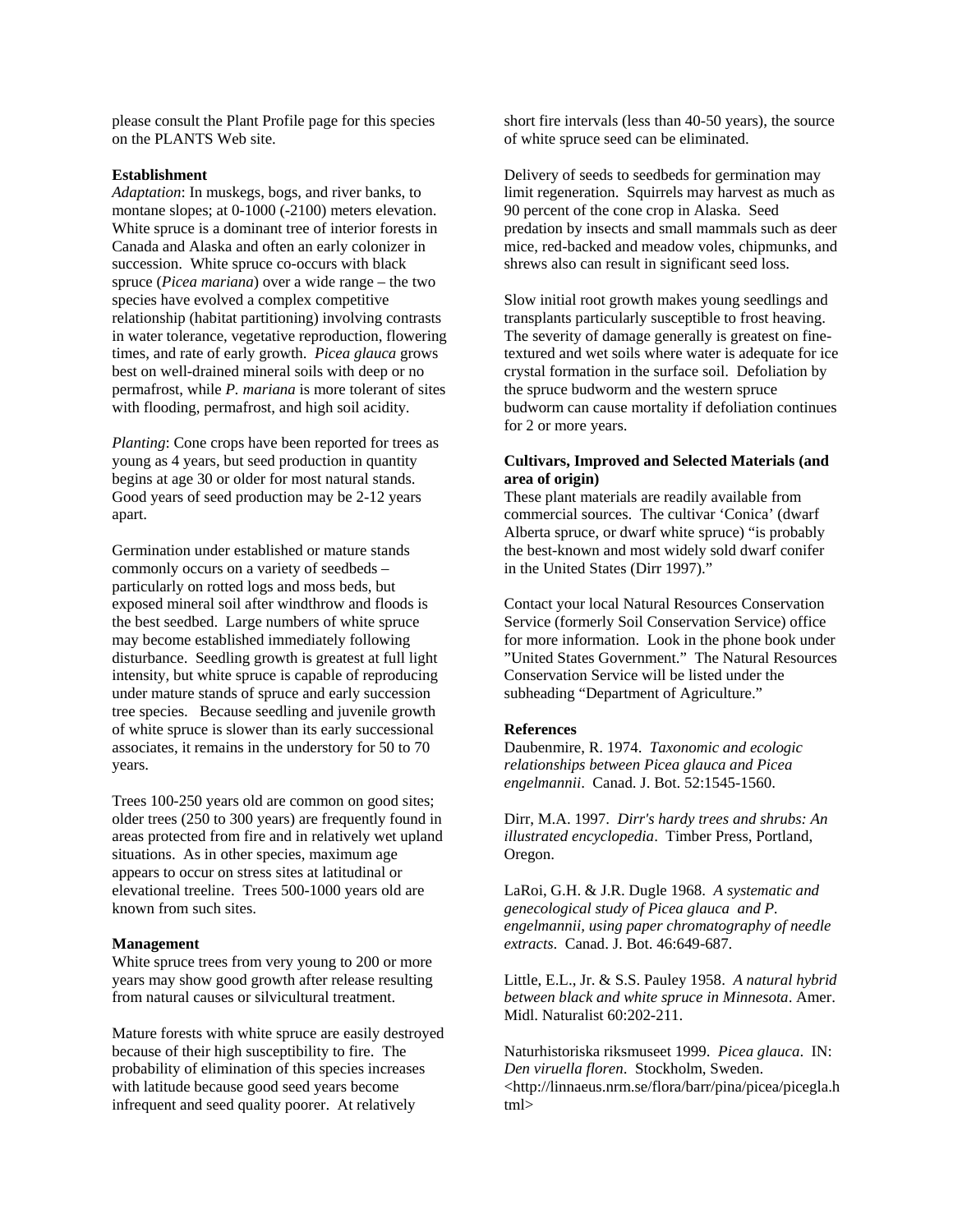please consult the Plant Profile page for this species on the PLANTS Web site.

**Establishment**

*Adaptation*: In muskegs, bogs, and river banks, to montane slopes; at 0-1000 (-2100) meters elevation. White spruce is a dominant tree of interior forests in Canada and Alaska and often an early colonizer in succession. White spruce co-occurs with black spruce (*Picea mariana*) over a wide range – the two species have evolved a complex competitive relationship (habitat partitioning) involving contrasts in water tolerance, vegetative reproduction, flowering times, and rate of early growth. *Picea glauca* grows best on well-drained mineral soils with deep or no permafrost, while *P. mariana* is more tolerant of sites with flooding, permafrost, and high soil acidity.

*Planting*: Cone crops have been reported for trees as young as 4 years, but seed production in quantity begins at age 30 or older for most natural stands. Good years of seed production may be 2-12 years apart.

Germination under established or mature stands commonly occurs on a variety of seedbeds – particularly on rotted logs and moss beds, but exposed mineral soil after windthrow and floods is the best seedbed. Large numbers of white spruce may become established immediately following disturbance. Seedling growth is greatest at full light intensity, but white spruce is capable of reproducing under mature stands of spruce and early succession tree species. Because seedling and juvenile growth of white spruce is slower than its early successional associates, it remains in the understory for 50 to 70 years.

Trees 100-250 years old are common on good sites; older trees (250 to 300 years) are frequently found in areas protected from fire and in relatively wet upland situations. As in other species, maximum age appears to occur on stress sites at latitudinal or elevational treeline. Trees 500-1000 years old are known from such sites.

**Management**

White spruce trees from very young to 200 or more years may show good growth after release resulting from natural causes or silvicultural treatment.

Mature forests with white spruce are easily destroyed because of their high susceptibility to fire. The probability of elimination of this species increases with latitude because good seed years become infrequent and seed quality poorer. At relatively short fire intervals (less than 40-50 years), the source of white spruce seed can be eliminated.

Delivery of seeds to seedbeds for germination may limit regeneration. Squirrels may harvest as much as 90 percent of the cone crop in Alaska. Seed predation by insects and small mammals such as deer mice, red-backed and meadow voles, chipmunks, and shrews also can result in significant seed loss.

Slow initial root growth makes young seedlings and transplants particularly susceptible to frost heaving. The severity of damage generally is greatest on fine-textured and wet soils where water is adequate for ice crystal formation in the surface soil. Defoliation by the spruce budworm and the western spruce budworm can cause mortality if defoliation continues for 2 or more years.

**Cultivars, Improved and Selected Materials (and area of origin)**

These plant materials are readily available from commercial sources. The cultivar 'Conica' (dwarf Alberta spruce, or dwarf white spruce) "is probably the best-known and most widely sold dwarf conifer in the United States (Dirr 1997)."

Contact your local Natural Resources Conservation Service (formerly Soil Conservation Service) office for more information. Look in the phone book under "United States Government." The Natural Resources Conservation Service will be listed under the subheading "Department of Agriculture."

**References**

Daubenmire, R. 1974. *Taxonomic and ecologic relationships between Picea glauca and Picea engelmannii*. Canad. J. Bot. 52:1545-1560.

Dirr, M.A. 1997. *Dirr's hardy trees and shrubs: An illustrated encyclopedia*. Timber Press, Portland, Oregon.

LaRoi, G.H. & J.R. Dugle 1968. *A systematic and genecological study of Picea glauca and P. engelmannii, using paper chromatography of needle extracts*. Canad. J. Bot. 46:649-687.

Little, E.L., Jr. & S.S. Pauley 1958. *A natural hybrid between black and white spruce in Minnesota*. Amer. Midl. Naturalist 60:202-211.

Naturhistoriska riksmuseet 1999. *Picea glauca*. IN: *Den viruella floren*. Stockholm, Sweden. <http://linnaeus.nrm.se/flora/barr/pina/picea/picegla.html>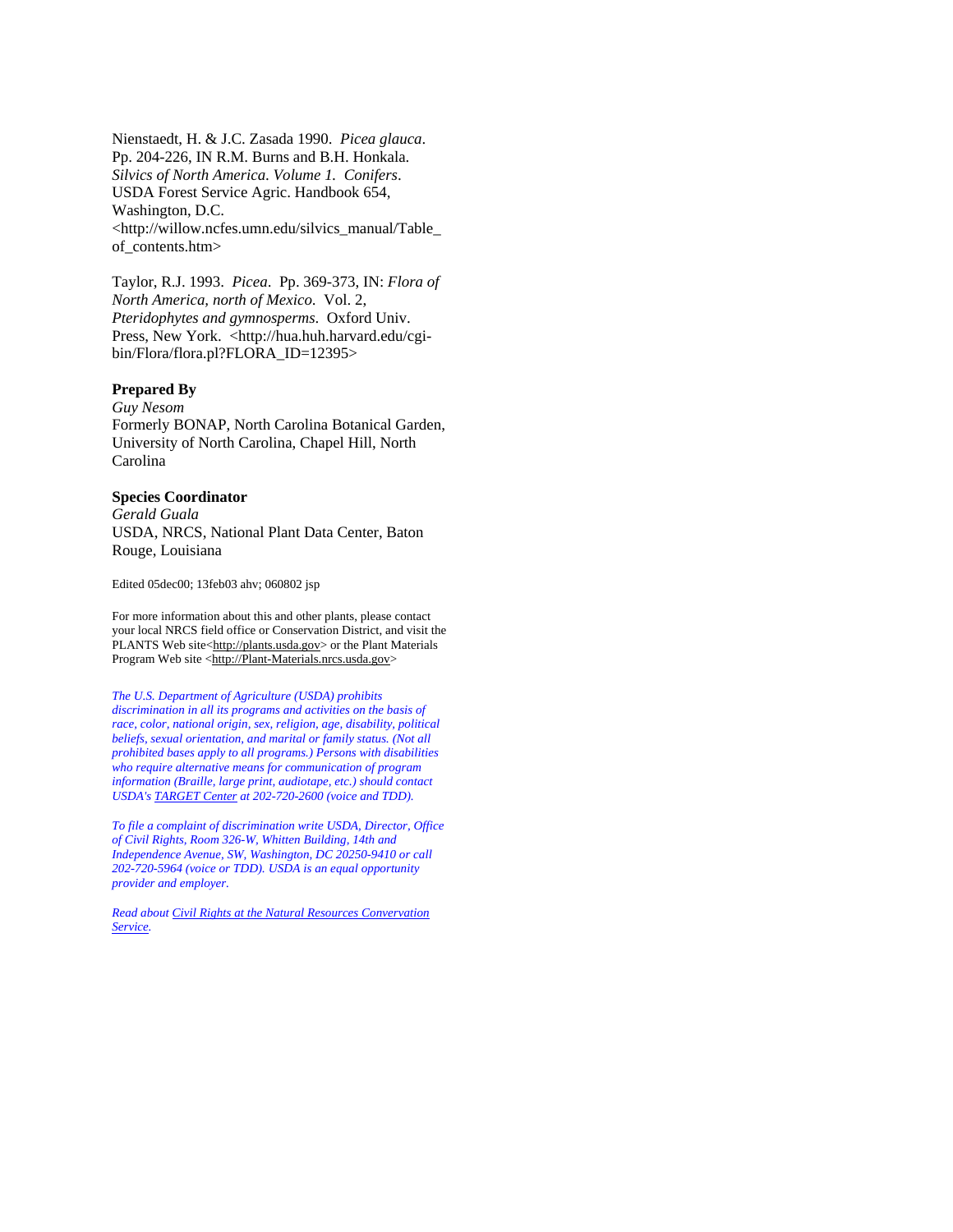Nienstaedt, H. & J.C. Zasada 1990. *Picea glauca*. Pp. 204-226, IN R.M. Burns and B.H. Honkala. *Silvics of North America. Volume 1. Conifers*. USDA Forest Service Agric. Handbook 654, Washington, D.C. <http://willow.ncfes.umn.edu/silvics_manual/Table_of_contents.htm>

Taylor, R.J. 1993. *Picea*. Pp. 369-373, IN: *Flora of North America, north of Mexico.* Vol. 2, *Pteridophytes and gymnosperms*. Oxford Univ. Press, New York. <http://hua.huh.harvard.edu/cgi-bin/Flora/flora.pl?FLORA_ID=12395>

**Prepared By**
*Guy Nesom*
Formerly BONAP, North Carolina Botanical Garden, University of North Carolina, Chapel Hill, North Carolina

**Species Coordinator**
*Gerald Guala*
USDA, NRCS, National Plant Data Center, Baton Rouge, Louisiana

Edited 05dec00; 13feb03 ahv; 060802 jsp

For more information about this and other plants, please contact your local NRCS field office or Conservation District, and visit the PLANTS Web site<http://plants.usda.gov> or the Plant Materials Program Web site <http://Plant-Materials.nrcs.usda.gov>

*The U.S. Department of Agriculture (USDA) prohibits discrimination in all its programs and activities on the basis of race, color, national origin, sex, religion, age, disability, political beliefs, sexual orientation, and marital or family status. (Not all prohibited bases apply to all programs.) Persons with disabilities who require alternative means for communication of program information (Braille, large print, audiotape, etc.) should contact USDA's TARGET Center at 202-720-2600 (voice and TDD).*

*To file a complaint of discrimination write USDA, Director, Office of Civil Rights, Room 326-W, Whitten Building, 14th and Independence Avenue, SW, Washington, DC 20250-9410 or call 202-720-5964 (voice or TDD). USDA is an equal opportunity provider and employer.*

*Read about Civil Rights at the Natural Resources Convervation Service.*